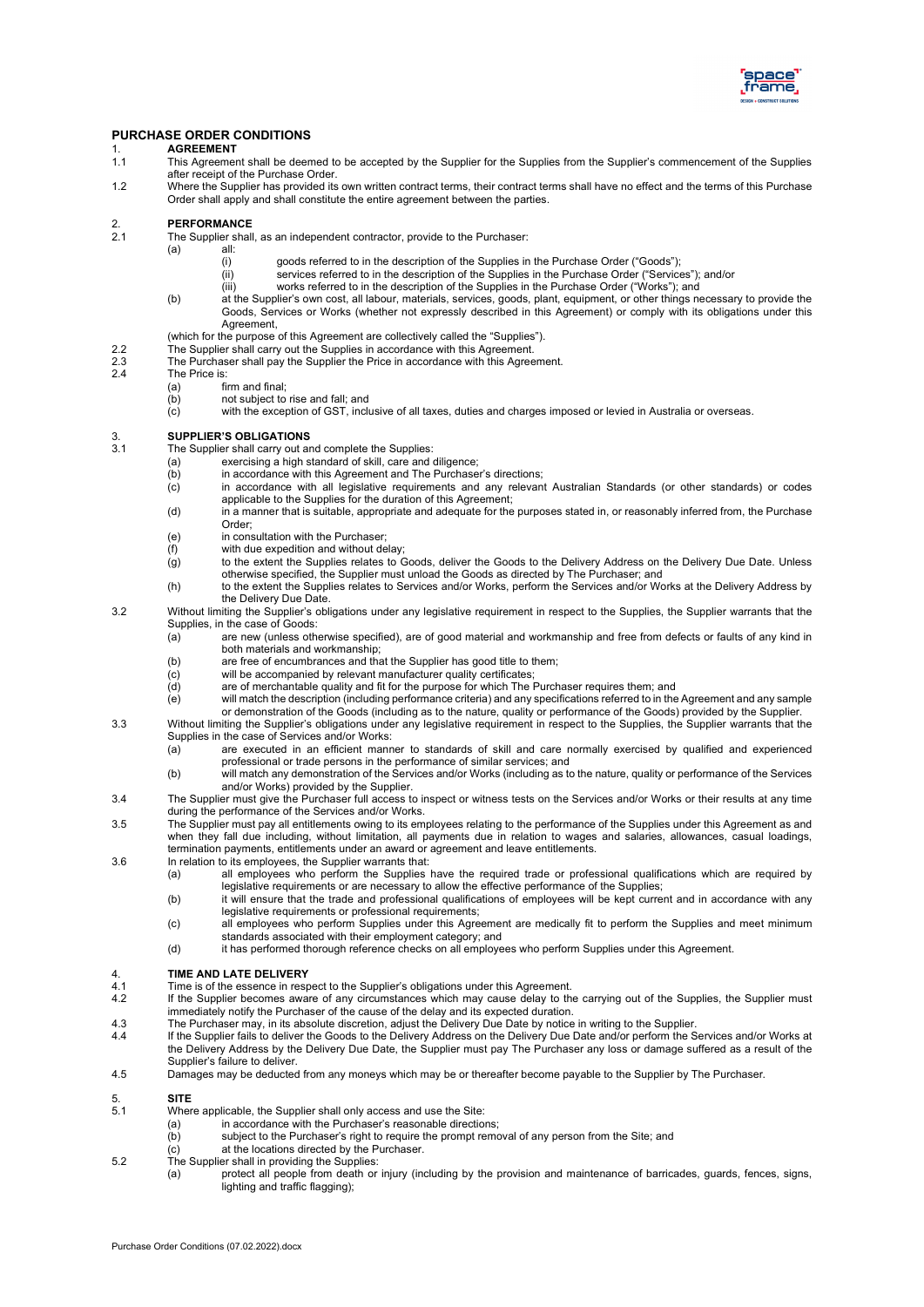# PURCHASE ORDER CONDITIONS

## 1. AGREEMENT

1.1 This Agreement shall be deemed to be accepted by the Supplier for the Supplies from the Supplier's commencement of the Supplies after receipt of the Purchase Order.

1.2 Where the Supplier has provided its own written contract terms, their contract terms shall have no effect and the terms of this Purchase Order shall apply and shall constitute the entire agreement between the parties.

## 2. PERFORMANCE

2.1 The Supplier shall, as an independent contractor, provide to the Purchaser:

- (a) all:
  - (i) goods referred to in the description of the Supplies in the Purchase Order ("Goods");
  - (ii) services referred to in the description of the Supplies in the Purchase Order ("Services"); and/or
  - (iii) works referred to in the description of the Supplies in the Purchase Order ("Works"); and
- (b) at the Supplier's own cost, all labour, materials, services, goods, plant, equipment, or other things necessary to provide the Goods, Services or Works (whether not expressly described in this Agreement) or comply with its obligations under this Agreement,

(which for the purpose of this Agreement are collectively called the "Supplies").

2.2 The Supplier shall carry out the Supplies in accordance with this Agreement.

2.3 The Purchaser shall pay the Supplier the Price in accordance with this Agreement.

2.4 The Price is:

- (a) firm and final;
- (b) not subject to rise and fall; and
- (c) with the exception of GST, inclusive of all taxes, duties and charges imposed or levied in Australia or overseas.

## 3. SUPPLIER'S OBLIGATIONS

3.1 The Supplier shall carry out and complete the Supplies:

- (a) exercising a high standard of skill, care and diligence;
- (b) in accordance with this Agreement and The Purchaser's directions;
- (c) in accordance with all legislative requirements and any relevant Australian Standards (or other standards) or codes applicable to the Supplies for the duration of this Agreement;
- (d) in a manner that is suitable, appropriate and adequate for the purposes stated in, or reasonably inferred from, the Purchase Order;
- (e) in consultation with the Purchaser;
- (f) with due expedition and without delay;
- (g) to the extent the Supplies relates to Goods, deliver the Goods to the Delivery Address on the Delivery Due Date. Unless otherwise specified, the Supplier must unload the Goods as directed by The Purchaser; and
- (h) to the extent the Supplies relates to Services and/or Works, perform the Services and/or Works at the Delivery Address by the Delivery Due Date.

3.2 Without limiting the Supplier's obligations under any legislative requirement in respect to the Supplies, the Supplier warrants that the Supplies, in the case of Goods:

- (a) are new (unless otherwise specified), are of good material and workmanship and free from defects or faults of any kind in both materials and workmanship;
- (b) are free of encumbrances and that the Supplier has good title to them;
- (c) will be accompanied by relevant manufacturer quality certificates;
- (d) are of merchantable quality and fit for the purpose for which The Purchaser requires them; and
- (e) will match the description (including performance criteria) and any specifications referred to in the Agreement and any sample or demonstration of the Goods (including as to the nature, quality or performance of the Goods) provided by the Supplier.

3.3 Without limiting the Supplier's obligations under any legislative requirement in respect to the Supplies, the Supplier warrants that the Supplies in the case of Services and/or Works:

- (a) are executed in an efficient manner to standards of skill and care normally exercised by qualified and experienced professional or trade persons in the performance of similar services; and
- (b) will match any demonstration of the Services and/or Works (including as to the nature, quality or performance of the Services and/or Works) provided by the Supplier.

3.4 The Supplier must give the Purchaser full access to inspect or witness tests on the Services and/or Works or their results at any time during the performance of the Services and/or Works.

3.5 The Supplier must pay all entitlements owing to its employees relating to the performance of the Supplies under this Agreement as and when they fall due including, without limitation, all payments due in relation to wages and salaries, allowances, casual loadings, termination payments, entitlements under an award or agreement and leave entitlements.

3.6 In relation to its employees, the Supplier warrants that:

- (a) all employees who perform the Supplies have the required trade or professional qualifications which are required by legislative requirements or are necessary to allow the effective performance of the Supplies;
- (b) it will ensure that the trade and professional qualifications of employees will be kept current and in accordance with any legislative requirements or professional requirements;
- (c) all employees who perform Supplies under this Agreement are medically fit to perform the Supplies and meet minimum standards associated with their employment category; and
- (d) it has performed thorough reference checks on all employees who perform Supplies under this Agreement.

## 4. TIME AND LATE DELIVERY

4.1 Time is of the essence in respect to the Supplier's obligations under this Agreement.

4.2 If the Supplier becomes aware of any circumstances which may cause delay to the carrying out of the Supplies, the Supplier must immediately notify the Purchaser of the cause of the delay and its expected duration.

4.3 The Purchaser may, in its absolute discretion, adjust the Delivery Due Date by notice in writing to the Supplier.

4.4 If the Supplier fails to deliver the Goods to the Delivery Address on the Delivery Due Date and/or perform the Services and/or Works at the Delivery Address by the Delivery Due Date, the Supplier must pay The Purchaser any loss or damage suffered as a result of the Supplier's failure to deliver.

4.5 Damages may be deducted from any moneys which may be or thereafter become payable to the Supplier by The Purchaser.

## 5. SITE

5.1 Where applicable, the Supplier shall only access and use the Site:

- (a) in accordance with the Purchaser's reasonable directions;
- (b) subject to the Purchaser's right to require the prompt removal of any person from the Site; and
- (c) at the locations directed by the Purchaser.

5.2 The Supplier shall in providing the Supplies:

- (a) protect all people from death or injury (including by the provision and maintenance of barricades, guards, fences, signs, lighting and traffic flagging);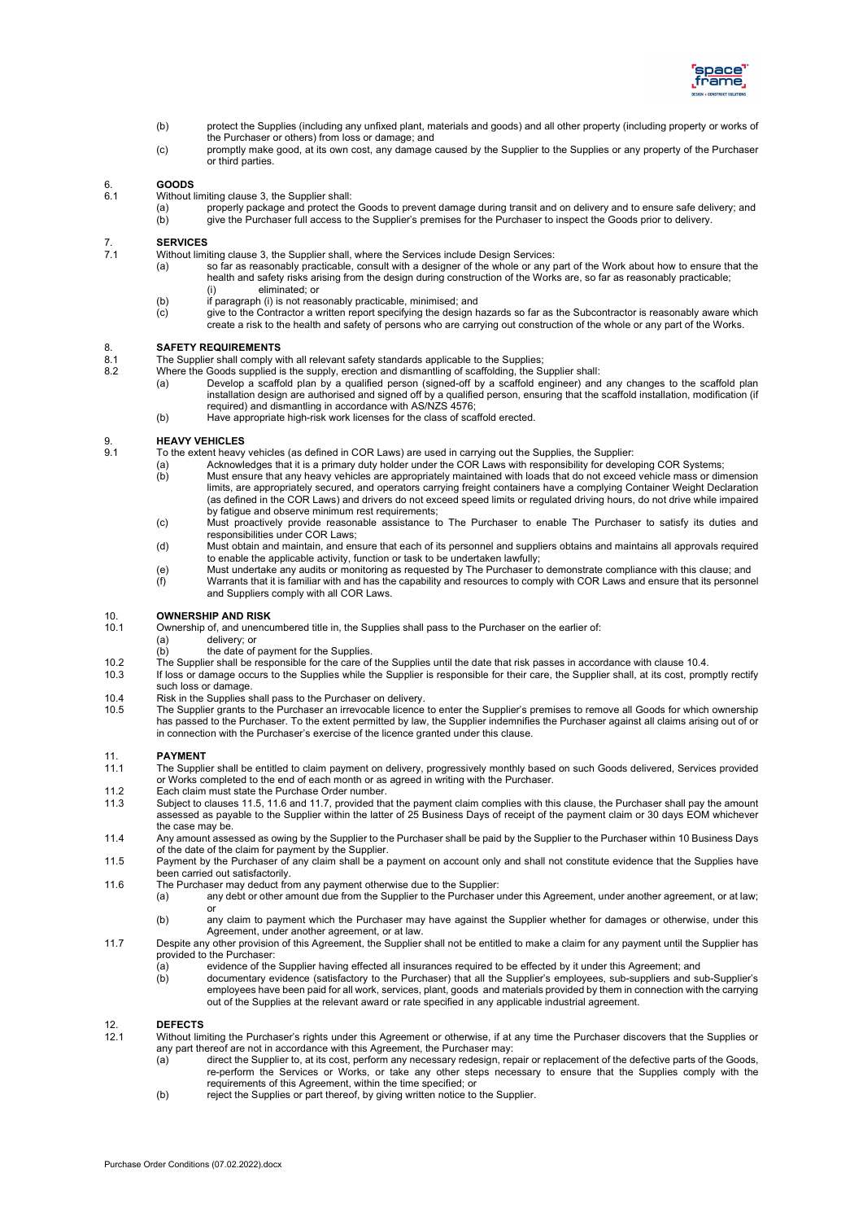(b) protect the Supplies (including any unfixed plant, materials and goods) and all other property (including property or works of the Purchaser or others) from loss or damage; and

(c) promptly make good, at its own cost, any damage caused by the Supplier to the Supplies or any property of the Purchaser or third parties.

## 6. GOODS

6.1 Without limiting clause 3, the Supplier shall:

(a) properly package and protect the Goods to prevent damage during transit and on delivery and to ensure safe delivery; and

(b) give the Purchaser full access to the Supplier's premises for the Purchaser to inspect the Goods prior to delivery.

## 7. SERVICES

7.1 Without limiting clause 3, the Supplier shall, where the Services include Design Services:

(a) so far as reasonably practicable, consult with a designer of the whole or any part of the Work about how to ensure that the health and safety risks arising from the design during construction of the Works are, so far as reasonably practicable;

(i) eliminated; or

(b) if paragraph (i) is not reasonably practicable, minimised; and

(c) give to the Contractor a written report specifying the design hazards so far as the Subcontractor is reasonably aware which create a risk to the health and safety of persons who are carrying out construction of the whole or any part of the Works.

## 8. SAFETY REQUIREMENTS

8.1 The Supplier shall comply with all relevant safety standards applicable to the Supplies;

8.2 Where the Goods supplied is the supply, erection and dismantling of scaffolding, the Supplier shall:

(a) Develop a scaffold plan by a qualified person (signed-off by a scaffold engineer) and any changes to the scaffold plan installation design are authorised and signed off by a qualified person, ensuring that the scaffold installation, modification (if required) and dismantling in accordance with AS/NZS 4576;

(b) Have appropriate high-risk work licenses for the class of scaffold erected.

## 9. HEAVY VEHICLES

9.1 To the extent heavy vehicles (as defined in COR Laws) are used in carrying out the Supplies, the Supplier:

(a) Acknowledges that it is a primary duty holder under the COR Laws with responsibility for developing COR Systems;

(b) Must ensure that any heavy vehicles are appropriately maintained with loads that do not exceed vehicle mass or dimension limits, are appropriately secured, and operators carrying freight containers have a complying Container Weight Declaration (as defined in the COR Laws) and drivers do not exceed speed limits or regulated driving hours, do not drive while impaired by fatigue and observe minimum rest requirements;

(c) Must proactively provide reasonable assistance to The Purchaser to enable The Purchaser to satisfy its duties and responsibilities under COR Laws;

(d) Must obtain and maintain, and ensure that each of its personnel and suppliers obtains and maintains all approvals required to enable the applicable activity, function or task to be undertaken lawfully;

(e) Must undertake any audits or monitoring as requested by The Purchaser to demonstrate compliance with this clause; and

(f) Warrants that it is familiar with and has the capability and resources to comply with COR Laws and ensure that its personnel and Suppliers comply with all COR Laws.

## 10. OWNERSHIP AND RISK

10.1 Ownership of, and unencumbered title in, the Supplies shall pass to the Purchaser on the earlier of:

(a) delivery; or

(b) the date of payment for the Supplies.

10.2 The Supplier shall be responsible for the care of the Supplies until the date that risk passes in accordance with clause 10.4.

10.3 If loss or damage occurs to the Supplies while the Supplier is responsible for their care, the Supplier shall, at its cost, promptly rectify such loss or damage.

10.4 Risk in the Supplies shall pass to the Purchaser on delivery.

10.5 The Supplier grants to the Purchaser an irrevocable licence to enter the Supplier's premises to remove all Goods for which ownership has passed to the Purchaser. To the extent permitted by law, the Supplier indemnifies the Purchaser against all claims arising out of or in connection with the Purchaser's exercise of the licence granted under this clause.

## 11. PAYMENT

11.1 The Supplier shall be entitled to claim payment on delivery, progressively monthly based on such Goods delivered, Services provided or Works completed to the end of each month or as agreed in writing with the Purchaser.

11.2 Each claim must state the Purchase Order number.

11.3 Subject to clauses 11.5, 11.6 and 11.7, provided that the payment claim complies with this clause, the Purchaser shall pay the amount assessed as payable to the Supplier within the latter of 25 Business Days of receipt of the payment claim or 30 days EOM whichever the case may be.

11.4 Any amount assessed as owing by the Supplier to the Purchaser shall be paid by the Supplier to the Purchaser within 10 Business Days of the date of the claim for payment by the Supplier.

11.5 Payment by the Purchaser of any claim shall be a payment on account only and shall not constitute evidence that the Supplies have been carried out satisfactorily.

11.6 The Purchaser may deduct from any payment otherwise due to the Supplier:

(a) any debt or other amount due from the Supplier to the Purchaser under this Agreement, under another agreement, or at law; or

(b) any claim to payment which the Purchaser may have against the Supplier whether for damages or otherwise, under this Agreement, under another agreement, or at law.

11.7 Despite any other provision of this Agreement, the Supplier shall not be entitled to make a claim for any payment until the Supplier has provided to the Purchaser:

(a) evidence of the Supplier having effected all insurances required to be effected by it under this Agreement; and

(b) documentary evidence (satisfactory to the Purchaser) that all the Supplier's employees, sub-suppliers and sub-Supplier's employees have been paid for all work, services, plant, goods and materials provided by them in connection with the carrying out of the Supplies at the relevant award or rate specified in any applicable industrial agreement.

## 12. DEFECTS

12.1 Without limiting the Purchaser's rights under this Agreement or otherwise, if at any time the Purchaser discovers that the Supplies or any part thereof are not in accordance with this Agreement, the Purchaser may:

(a) direct the Supplier to, at its cost, perform any necessary redesign, repair or replacement of the defective parts of the Goods, re-perform the Services or Works, or take any other steps necessary to ensure that the Supplies comply with the requirements of this Agreement, within the time specified; or

(b) reject the Supplies or part thereof, by giving written notice to the Supplier.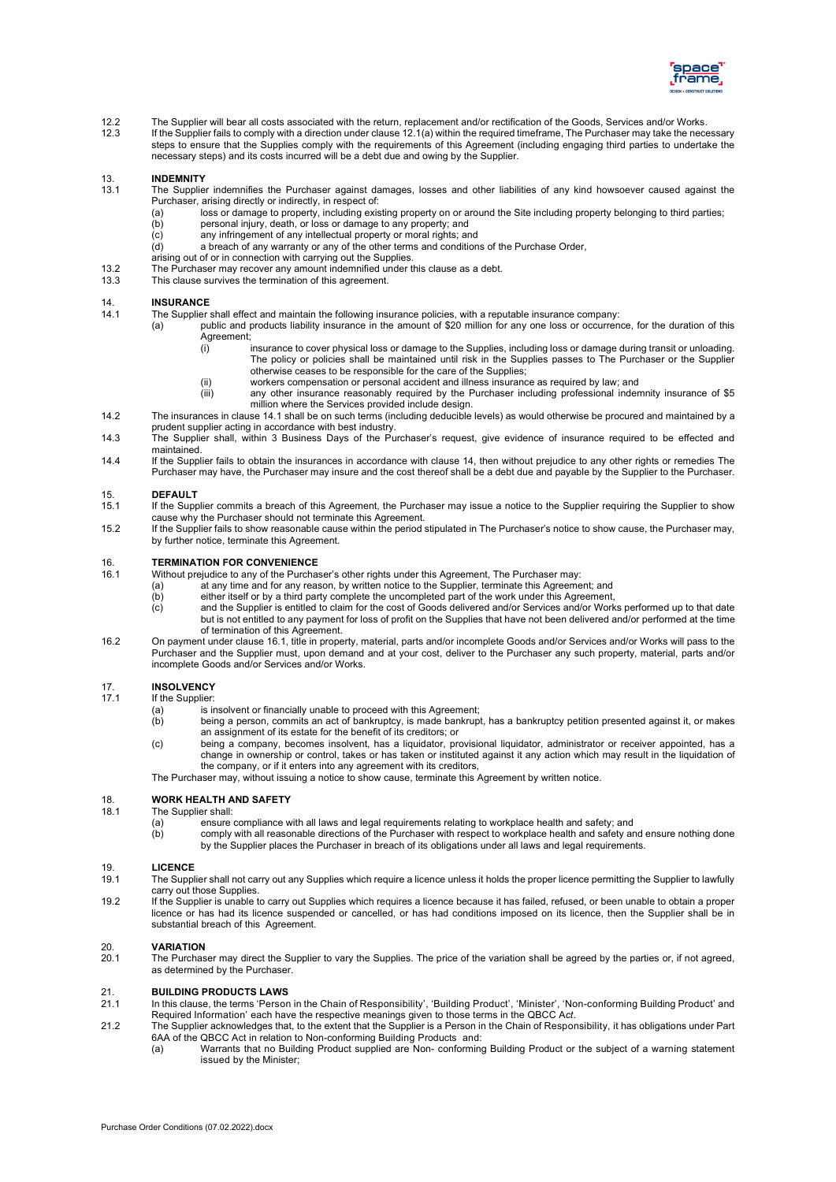12.2 The Supplier will bear all costs associated with the return, replacement and/or rectification of the Goods, Services and/or Works.

12.3 If the Supplier fails to comply with a direction under clause 12.1(a) within the required timeframe, The Purchaser may take the necessary steps to ensure that the Supplies comply with the requirements of this Agreement (including engaging third parties to undertake the necessary steps) and its costs incurred will be a debt due and owing by the Supplier.

## 13. INDEMNITY

13.1 The Supplier indemnifies the Purchaser against damages, losses and other liabilities of any kind howsoever caused against the Purchaser, arising directly or indirectly, in respect of:

- (a) loss or damage to property, including existing property on or around the Site including property belonging to third parties;
- (b) personal injury, death, or loss or damage to any property; and
- (c) any infringement of any intellectual property or moral rights; and
- (d) a breach of any warranty or any of the other terms and conditions of the Purchase Order,

arising out of or in connection with carrying out the Supplies.

13.2 The Purchaser may recover any amount indemnified under this clause as a debt.

13.3 This clause survives the termination of this agreement.

## 14. INSURANCE

14.1 The Supplier shall effect and maintain the following insurance policies, with a reputable insurance company:

- (a) public and products liability insurance in the amount of $20 million for any one loss or occurrence, for the duration of this Agreement;
  - (i) insurance to cover physical loss or damage to the Supplies, including loss or damage during transit or unloading. The policy or policies shall be maintained until risk in the Supplies passes to The Purchaser or the Supplier otherwise ceases to be responsible for the care of the Supplies;
  - (ii) workers compensation or personal accident and illness insurance as required by law; and
  - (iii) any other insurance reasonably required by the Purchaser including professional indemnity insurance of $5 million where the Services provided include design.

14.2 The insurances in clause 14.1 shall be on such terms (including deducible levels) as would otherwise be procured and maintained by a prudent supplier acting in accordance with best industry.

14.3 The Supplier shall, within 3 Business Days of the Purchaser's request, give evidence of insurance required to be effected and maintained.

14.4 If the Supplier fails to obtain the insurances in accordance with clause 14, then without prejudice to any other rights or remedies The Purchaser may have, the Purchaser may insure and the cost thereof shall be a debt due and payable by the Supplier to the Purchaser.

## 15. DEFAULT

15.1 If the Supplier commits a breach of this Agreement, the Purchaser may issue a notice to the Supplier requiring the Supplier to show cause why the Purchaser should not terminate this Agreement.

15.2 If the Supplier fails to show reasonable cause within the period stipulated in The Purchaser's notice to show cause, the Purchaser may, by further notice, terminate this Agreement.

## 16. TERMINATION FOR CONVENIENCE

16.1 Without prejudice to any of the Purchaser's other rights under this Agreement, The Purchaser may:

- (a) at any time and for any reason, by written notice to the Supplier, terminate this Agreement; and
- (b) either itself or by a third party complete the uncompleted part of the work under this Agreement,
- (c) and the Supplier is entitled to claim for the cost of Goods delivered and/or Services and/or Works performed up to that date but is not entitled to any payment for loss of profit on the Supplies that have not been delivered and/or performed at the time of termination of this Agreement.

16.2 On payment under clause 16.1, title in property, material, parts and/or incomplete Goods and/or Services and/or Works will pass to the Purchaser and the Supplier must, upon demand and at your cost, deliver to the Purchaser any such property, material, parts and/or incomplete Goods and/or Services and/or Works.

## 17. INSOLVENCY

17.1 If the Supplier:

- (a) is insolvent or financially unable to proceed with this Agreement;
- (b) being a person, commits an act of bankruptcy, is made bankrupt, has a bankruptcy petition presented against it, or makes an assignment of its estate for the benefit of its creditors; or
- (c) being a company, becomes insolvent, has a liquidator, provisional liquidator, administrator or receiver appointed, has a change in ownership or control, takes or has taken or instituted against it any action which may result in the liquidation of the company, or if it enters into any agreement with its creditors,

The Purchaser may, without issuing a notice to show cause, terminate this Agreement by written notice.

## 18. WORK HEALTH AND SAFETY

18.1 The Supplier shall:

- (a) ensure compliance with all laws and legal requirements relating to workplace health and safety; and
- (b) comply with all reasonable directions of the Purchaser with respect to workplace health and safety and ensure nothing done by the Supplier places the Purchaser in breach of its obligations under all laws and legal requirements.

## 19. LICENCE

19.1 The Supplier shall not carry out any Supplies which require a licence unless it holds the proper licence permitting the Supplier to lawfully carry out those Supplies.

19.2 If the Supplier is unable to carry out Supplies which requires a licence because it has failed, refused, or been unable to obtain a proper licence or has had its licence suspended or cancelled, or has had conditions imposed on its licence, then the Supplier shall be in substantial breach of this Agreement.

## 20. VARIATION

20.1 The Purchaser may direct the Supplier to vary the Supplies. The price of the variation shall be agreed by the parties or, if not agreed, as determined by the Purchaser.

## 21. BUILDING PRODUCTS LAWS

21.1 In this clause, the terms 'Person in the Chain of Responsibility', 'Building Product', 'Minister', 'Non-conforming Building Product' and Required Information' each have the respective meanings given to those terms in the QBCC A*ct*.

21.2 The Supplier acknowledges that, to the extent that the Supplier is a Person in the Chain of Responsibility, it has obligations under Part 6AA of the QBCC Act in relation to Non-conforming Building Products and:

- (a) Warrants that no Building Product supplied are Non- conforming Building Product or the subject of a warning statement issued by the Minister;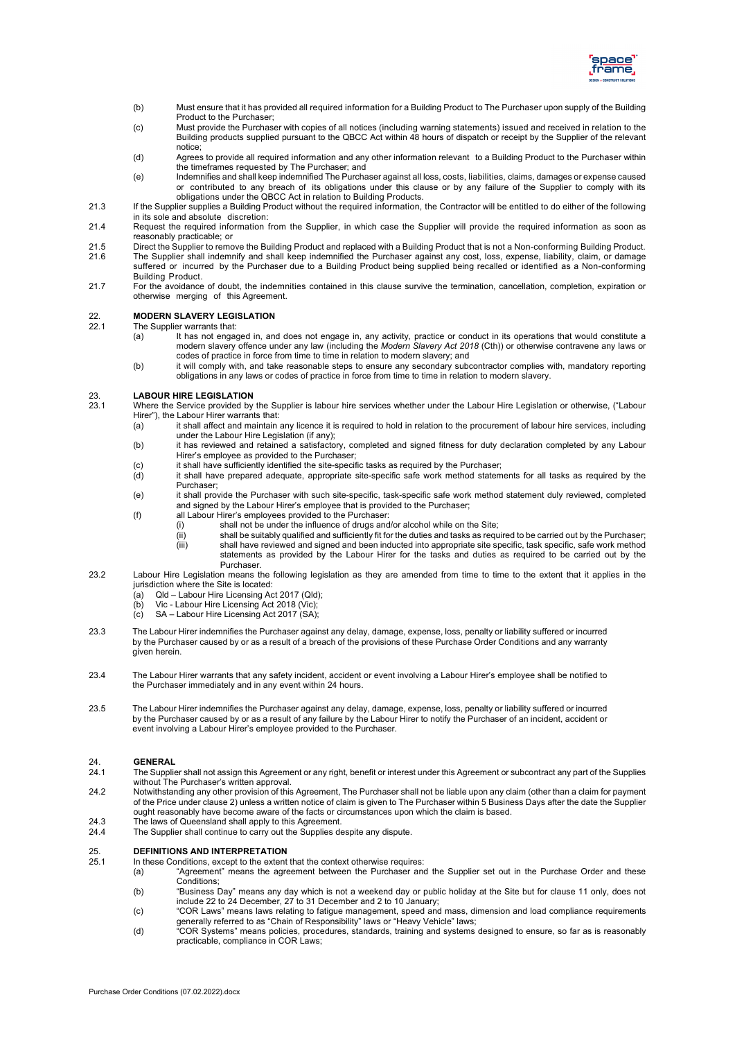(b) Must ensure that it has provided all required information for a Building Product to The Purchaser upon supply of the Building Product to the Purchaser;

(c) Must provide the Purchaser with copies of all notices (including warning statements) issued and received in relation to the Building products supplied pursuant to the QBCC Act within 48 hours of dispatch or receipt by the Supplier of the relevant notice;

(d) Agrees to provide all required information and any other information relevant to a Building Product to the Purchaser within the timeframes requested by The Purchaser; and

(e) Indemnifies and shall keep indemnified The Purchaser against all loss, costs, liabilities, claims, damages or expense caused or contributed to any breach of its obligations under this clause or by any failure of the Supplier to comply with its obligations under the QBCC Act in relation to Building Products.

21.3 If the Supplier supplies a Building Product without the required information, the Contractor will be entitled to do either of the following in its sole and absolute discretion:

21.4 Request the required information from the Supplier, in which case the Supplier will provide the required information as soon as reasonably practicable; or

21.5 Direct the Supplier to remove the Building Product and replaced with a Building Product that is not a Non-conforming Building Product.

21.6 The Supplier shall indemnify and shall keep indemnified the Purchaser against any cost, loss, expense, liability, claim, or damage suffered or incurred by the Purchaser due to a Building Product being supplied being recalled or identified as a Non-conforming Building Product.

21.7 For the avoidance of doubt, the indemnities contained in this clause survive the termination, cancellation, completion, expiration or otherwise merging of this Agreement.

## 22. MODERN SLAVERY LEGISLATION

22.1 The Supplier warrants that:

(a) It has not engaged in, and does not engage in, any activity, practice or conduct in its operations that would constitute a modern slavery offence under any law (including the *Modern Slavery Act 2018* (Cth)) or otherwise contravene any laws or codes of practice in force from time to time in relation to modern slavery; and

(b) it will comply with, and take reasonable steps to ensure any secondary subcontractor complies with, mandatory reporting obligations in any laws or codes of practice in force from time to time in relation to modern slavery.

## 23. LABOUR HIRE LEGISLATION

23.1 Where the Service provided by the Supplier is labour hire services whether under the Labour Hire Legislation or otherwise, ("Labour Hirer"), the Labour Hirer warrants that:

(a) it shall affect and maintain any licence it is required to hold in relation to the procurement of labour hire services, including under the Labour Hire Legislation (if any);

(b) it has reviewed and retained a satisfactory, completed and signed fitness for duty declaration completed by any Labour Hirer's employee as provided to the Purchaser;

(c) it shall have sufficiently identified the site-specific tasks as required by the Purchaser;

(d) it shall have prepared adequate, appropriate site-specific safe work method statements for all tasks as required by the Purchaser;

(e) it shall provide the Purchaser with such site-specific, task-specific safe work method statement duly reviewed, completed and signed by the Labour Hirer's employee that is provided to the Purchaser;

(f) all Labour Hirer's employees provided to the Purchaser:

(i) shall not be under the influence of drugs and/or alcohol while on the Site;

(ii) shall be suitably qualified and sufficiently fit for the duties and tasks as required to be carried out by the Purchaser;

(iii) shall have reviewed and signed and been inducted into appropriate site specific, task specific, safe work method statements as provided by the Labour Hirer for the tasks and duties as required to be carried out by the Purchaser.

23.2 Labour Hire Legislation means the following legislation as they are amended from time to time to the extent that it applies in the jurisdiction where the Site is located:

(a) Qld – Labour Hire Licensing Act 2017 (Qld);

(b) Vic - Labour Hire Licensing Act 2018 (Vic);

(c) SA – Labour Hire Licensing Act 2017 (SA);

23.3 The Labour Hirer indemnifies the Purchaser against any delay, damage, expense, loss, penalty or liability suffered or incurred by the Purchaser caused by or as a result of a breach of the provisions of these Purchase Order Conditions and any warranty given herein.

23.4 The Labour Hirer warrants that any safety incident, accident or event involving a Labour Hirer's employee shall be notified to the Purchaser immediately and in any event within 24 hours.

23.5 The Labour Hirer indemnifies the Purchaser against any delay, damage, expense, loss, penalty or liability suffered or incurred by the Purchaser caused by or as a result of any failure by the Labour Hirer to notify the Purchaser of an incident, accident or event involving a Labour Hirer's employee provided to the Purchaser.

## 24. GENERAL

24.1 The Supplier shall not assign this Agreement or any right, benefit or interest under this Agreement or subcontract any part of the Supplies without The Purchaser's written approval.

24.2 Notwithstanding any other provision of this Agreement, The Purchaser shall not be liable upon any claim (other than a claim for payment of the Price under clause 2) unless a written notice of claim is given to The Purchaser within 5 Business Days after the date the Supplier ought reasonably have become aware of the facts or circumstances upon which the claim is based.

24.3 The laws of Queensland shall apply to this Agreement.

24.4 The Supplier shall continue to carry out the Supplies despite any dispute.

## 25. DEFINITIONS AND INTERPRETATION

25.1 In these Conditions, except to the extent that the context otherwise requires:

(a) "Agreement" means the agreement between the Purchaser and the Supplier set out in the Purchase Order and these Conditions;

(b) "Business Day" means any day which is not a weekend day or public holiday at the Site but for clause 11 only, does not include 22 to 24 December, 27 to 31 December and 2 to 10 January;

(c) "COR Laws" means laws relating to fatigue management, speed and mass, dimension and load compliance requirements generally referred to as "Chain of Responsibility" laws or "Heavy Vehicle" laws;

(d) "COR Systems" means policies, procedures, standards, training and systems designed to ensure, so far as is reasonably practicable, compliance in COR Laws;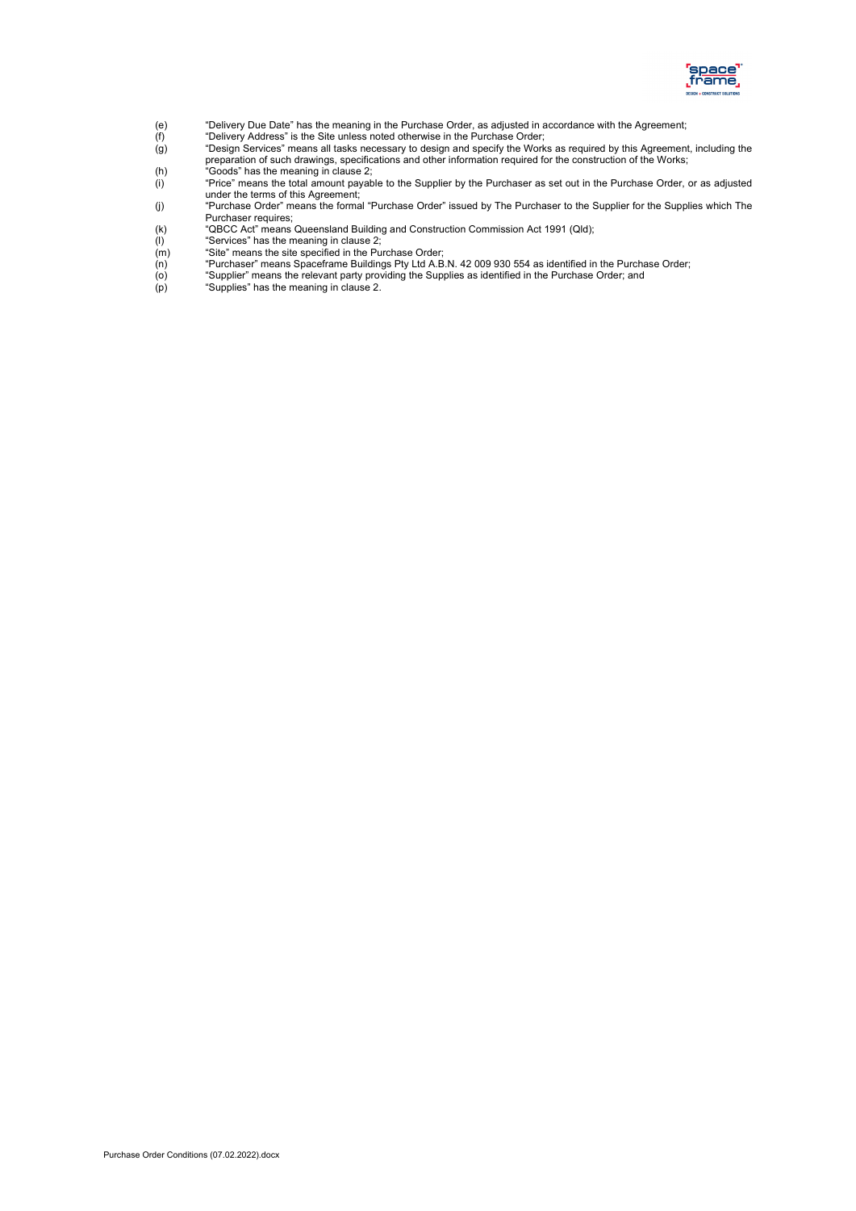(e) "Delivery Due Date" has the meaning in the Purchase Order, as adjusted in accordance with the Agreement;

(f) "Delivery Address" is the Site unless noted otherwise in the Purchase Order;

(g) "Design Services" means all tasks necessary to design and specify the Works as required by this Agreement, including the preparation of such drawings, specifications and other information required for the construction of the Works;

(h) "Goods" has the meaning in clause 2;

(i) "Price" means the total amount payable to the Supplier by the Purchaser as set out in the Purchase Order, or as adjusted under the terms of this Agreement;

(j) "Purchase Order" means the formal "Purchase Order" issued by The Purchaser to the Supplier for the Supplies which The Purchaser requires;

(k) "QBCC Act" means Queensland Building and Construction Commission Act 1991 (Qld);

(l) "Services" has the meaning in clause 2;

(m) "Site" means the site specified in the Purchase Order;

(n) "Purchaser" means Spaceframe Buildings Pty Ltd A.B.N. 42 009 930 554 as identified in the Purchase Order;

(o) "Supplier" means the relevant party providing the Supplies as identified in the Purchase Order; and

(p) "Supplies" has the meaning in clause 2.